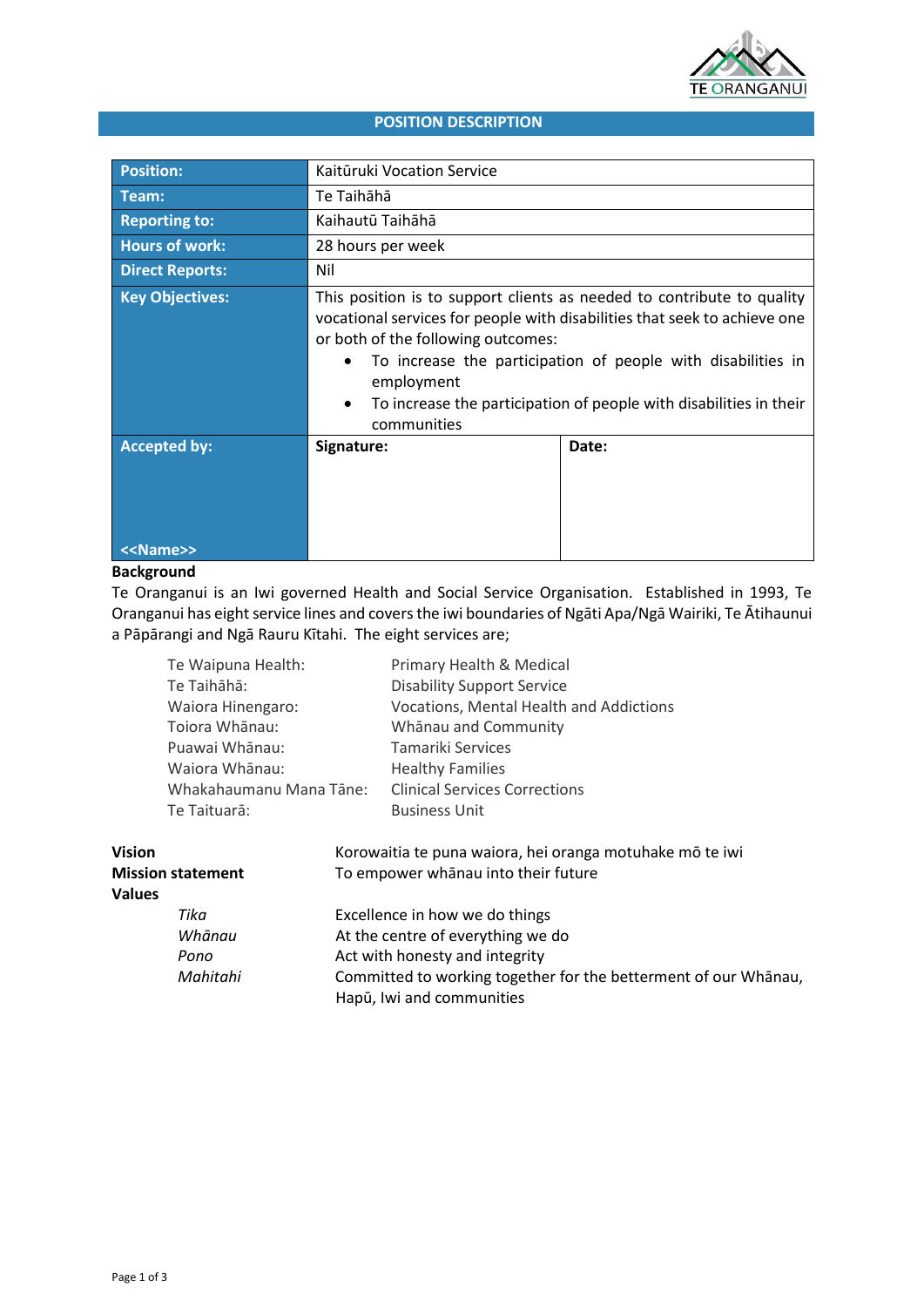TE ORANGANUI

# POSITION DESCRIPTION

| | | |
|---|---|---|
| **Position:** | Kaitūruki Vocation Service | |
| **Team:** | Te Taihāhā | |
| **Reporting to:** | Kaihautū Taihāhā | |
| **Hours of work:** | 28 hours per week | |
| **Direct Reports:** | Nil | |
| **Key Objectives:** | This position is to support clients as needed to contribute to quality vocational services for people with disabilities that seek to achieve one or both of the following outcomes:<br>• To increase the participation of people with disabilities in employment<br>• To increase the participation of people with disabilities in their communities | |
| **Accepted by:**<br><br><br><br>**<<Name>>** | **Signature:** | **Date:** |

## Background

Te Oranganui is an Iwi governed Health and Social Service Organisation. Established in 1993, Te Oranganui has eight service lines and covers the iwi boundaries of Ngāti Apa/Ngā Wairiki, Te Ātihaunui a Pāpārangi and Ngā Rauru Kītahi. The eight services are;

| | |
|---|---|
| Te Waipuna Health: | Primary Health & Medical |
| Te Taihāhā: | Disability Support Service |
| Waiora Hinengaro: | Vocations, Mental Health and Addictions |
| Toiora Whānau: | Whānau and Community |
| Puawai Whānau: | Tamariki Services |
| Waiora Whānau: | Healthy Families |
| Whakahaumanu Mana Tāne: | Clinical Services Corrections |
| Te Taituarā: | Business Unit |

**Vision** Korowaitia te puna waiora, hei oranga motuhake mō te iwi

**Mission statement** To empower whānau into their future

**Values**

| | |
|---|---|
| *Tika* | Excellence in how we do things |
| *Whānau* | At the centre of everything we do |
| *Pono* | Act with honesty and integrity |
| *Mahitahi* | Committed to working together for the betterment of our Whānau, Hapū, Iwi and communities |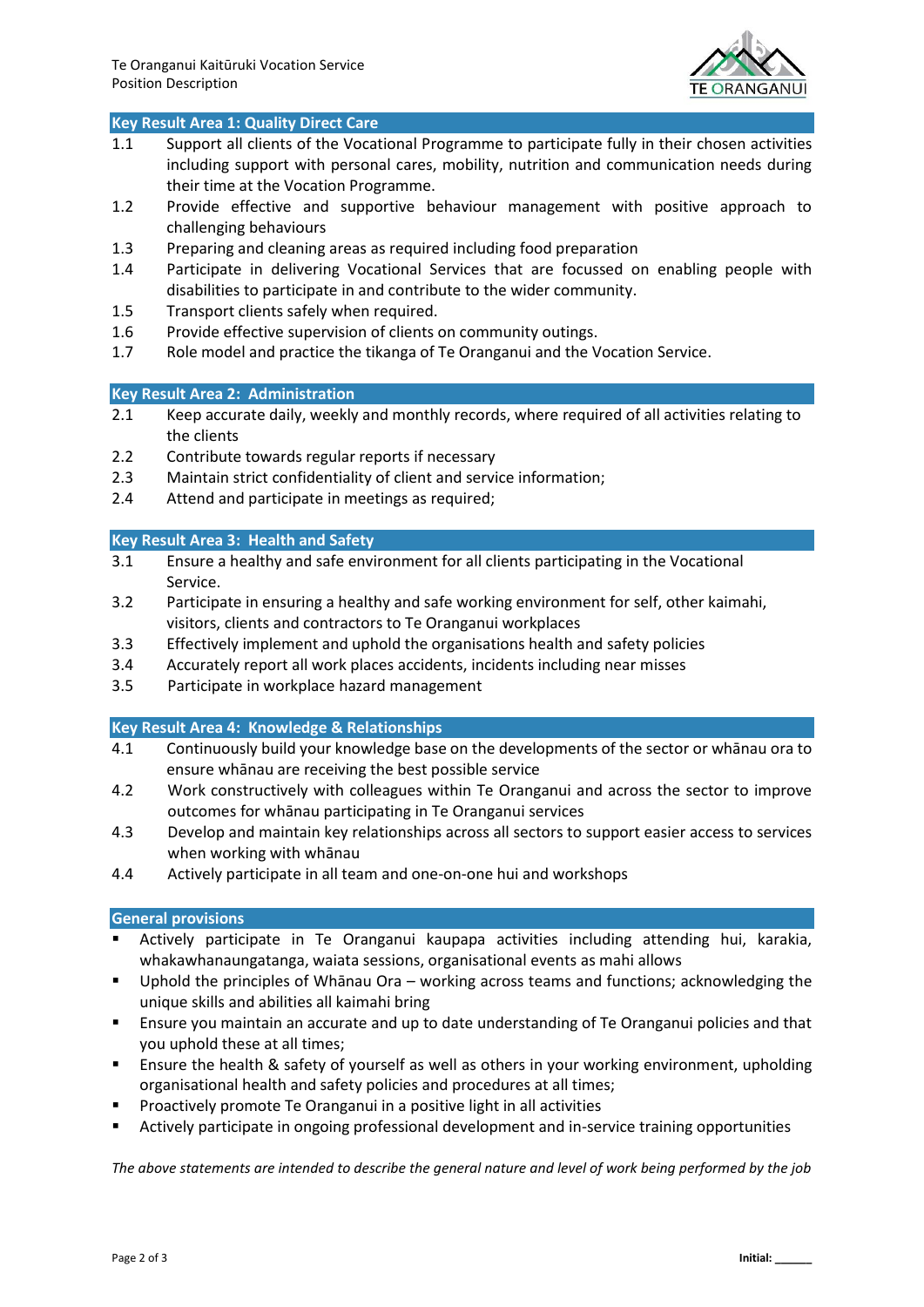## Key Result Area 1: Quality Direct Care

- 1.1 Support all clients of the Vocational Programme to participate fully in their chosen activities including support with personal cares, mobility, nutrition and communication needs during their time at the Vocation Programme.
- 1.2 Provide effective and supportive behaviour management with positive approach to challenging behaviours
- 1.3 Preparing and cleaning areas as required including food preparation
- 1.4 Participate in delivering Vocational Services that are focussed on enabling people with disabilities to participate in and contribute to the wider community.
- 1.5 Transport clients safely when required.
- 1.6 Provide effective supervision of clients on community outings.
- 1.7 Role model and practice the tikanga of Te Oranganui and the Vocation Service.

## Key Result Area 2: Administration

- 2.1 Keep accurate daily, weekly and monthly records, where required of all activities relating to the clients
- 2.2 Contribute towards regular reports if necessary
- 2.3 Maintain strict confidentiality of client and service information;
- 2.4 Attend and participate in meetings as required;

## Key Result Area 3: Health and Safety

- 3.1 Ensure a healthy and safe environment for all clients participating in the Vocational Service.
- 3.2 Participate in ensuring a healthy and safe working environment for self, other kaimahi, visitors, clients and contractors to Te Oranganui workplaces
- 3.3 Effectively implement and uphold the organisations health and safety policies
- 3.4 Accurately report all work places accidents, incidents including near misses
- 3.5 Participate in workplace hazard management

## Key Result Area 4: Knowledge & Relationships

- 4.1 Continuously build your knowledge base on the developments of the sector or whānau ora to ensure whānau are receiving the best possible service
- 4.2 Work constructively with colleagues within Te Oranganui and across the sector to improve outcomes for whānau participating in Te Oranganui services
- 4.3 Develop and maintain key relationships across all sectors to support easier access to services when working with whānau
- 4.4 Actively participate in all team and one-on-one hui and workshops

## General provisions

- Actively participate in Te Oranganui kaupapa activities including attending hui, karakia, whakawhanaungatanga, waiata sessions, organisational events as mahi allows
- Uphold the principles of Whānau Ora – working across teams and functions; acknowledging the unique skills and abilities all kaimahi bring
- Ensure you maintain an accurate and up to date understanding of Te Oranganui policies and that you uphold these at all times;
- Ensure the health & safety of yourself as well as others in your working environment, upholding organisational health and safety policies and procedures at all times;
- Proactively promote Te Oranganui in a positive light in all activities
- Actively participate in ongoing professional development and in-service training opportunities

*The above statements are intended to describe the general nature and level of work being performed by the job*

**Initial:** ______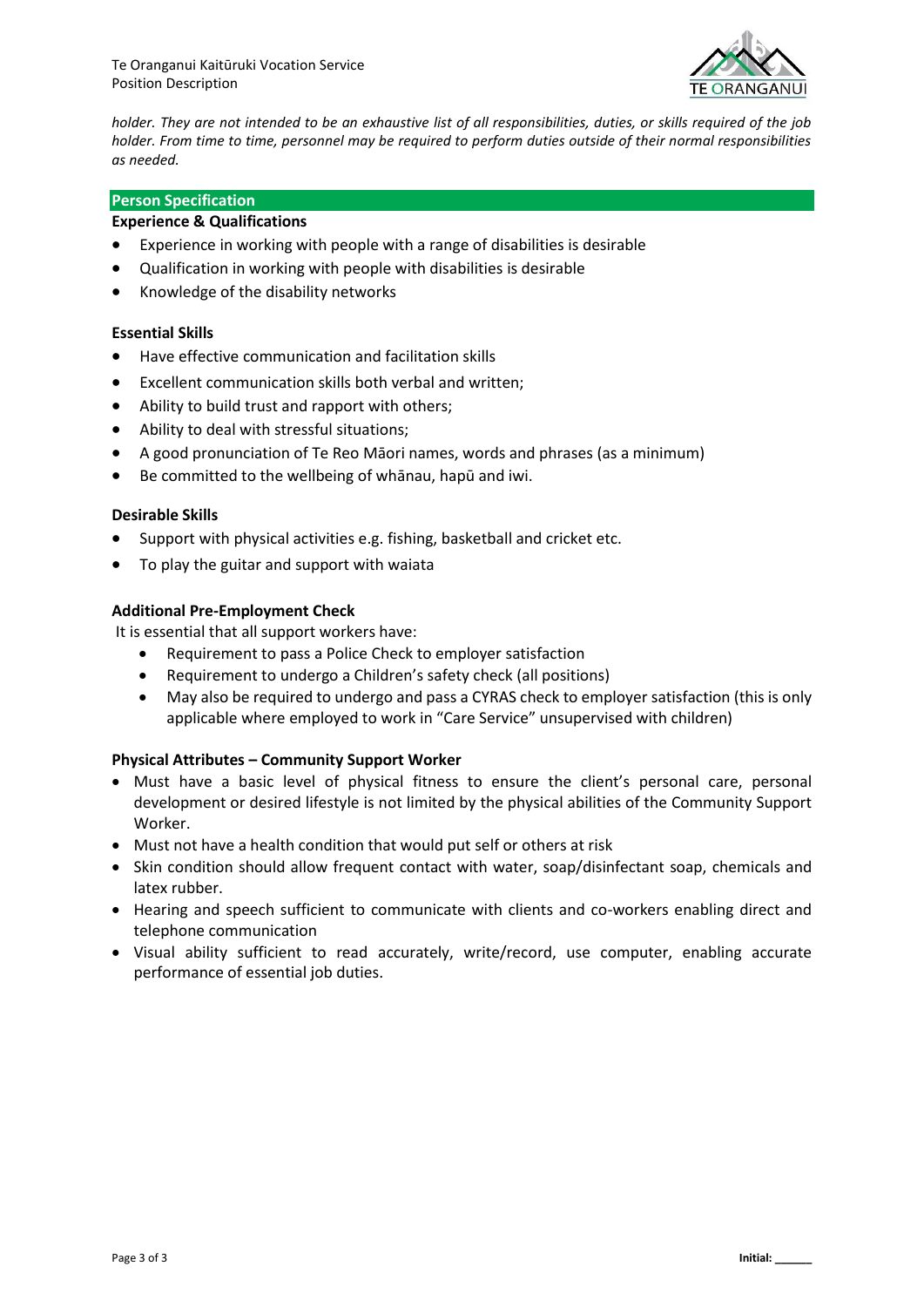*holder. They are not intended to be an exhaustive list of all responsibilities, duties, or skills required of the job holder. From time to time, personnel may be required to perform duties outside of their normal responsibilities as needed.*

## Person Specification

### Experience & Qualifications

- Experience in working with people with a range of disabilities is desirable
- Qualification in working with people with disabilities is desirable
- Knowledge of the disability networks

### Essential Skills

- Have effective communication and facilitation skills
- Excellent communication skills both verbal and written;
- Ability to build trust and rapport with others;
- Ability to deal with stressful situations;
- A good pronunciation of Te Reo Māori names, words and phrases (as a minimum)
- Be committed to the wellbeing of whānau, hapū and iwi.

### Desirable Skills

- Support with physical activities e.g. fishing, basketball and cricket etc.
- To play the guitar and support with waiata

### Additional Pre-Employment Check

It is essential that all support workers have:

- Requirement to pass a Police Check to employer satisfaction
- Requirement to undergo a Children's safety check (all positions)
- May also be required to undergo and pass a CYRAS check to employer satisfaction (this is only applicable where employed to work in "Care Service" unsupervised with children)

### Physical Attributes – Community Support Worker

- Must have a basic level of physical fitness to ensure the client's personal care, personal development or desired lifestyle is not limited by the physical abilities of the Community Support Worker.
- Must not have a health condition that would put self or others at risk
- Skin condition should allow frequent contact with water, soap/disinfectant soap, chemicals and latex rubber.
- Hearing and speech sufficient to communicate with clients and co-workers enabling direct and telephone communication
- Visual ability sufficient to read accurately, write/record, use computer, enabling accurate performance of essential job duties.

**Initial: ______**